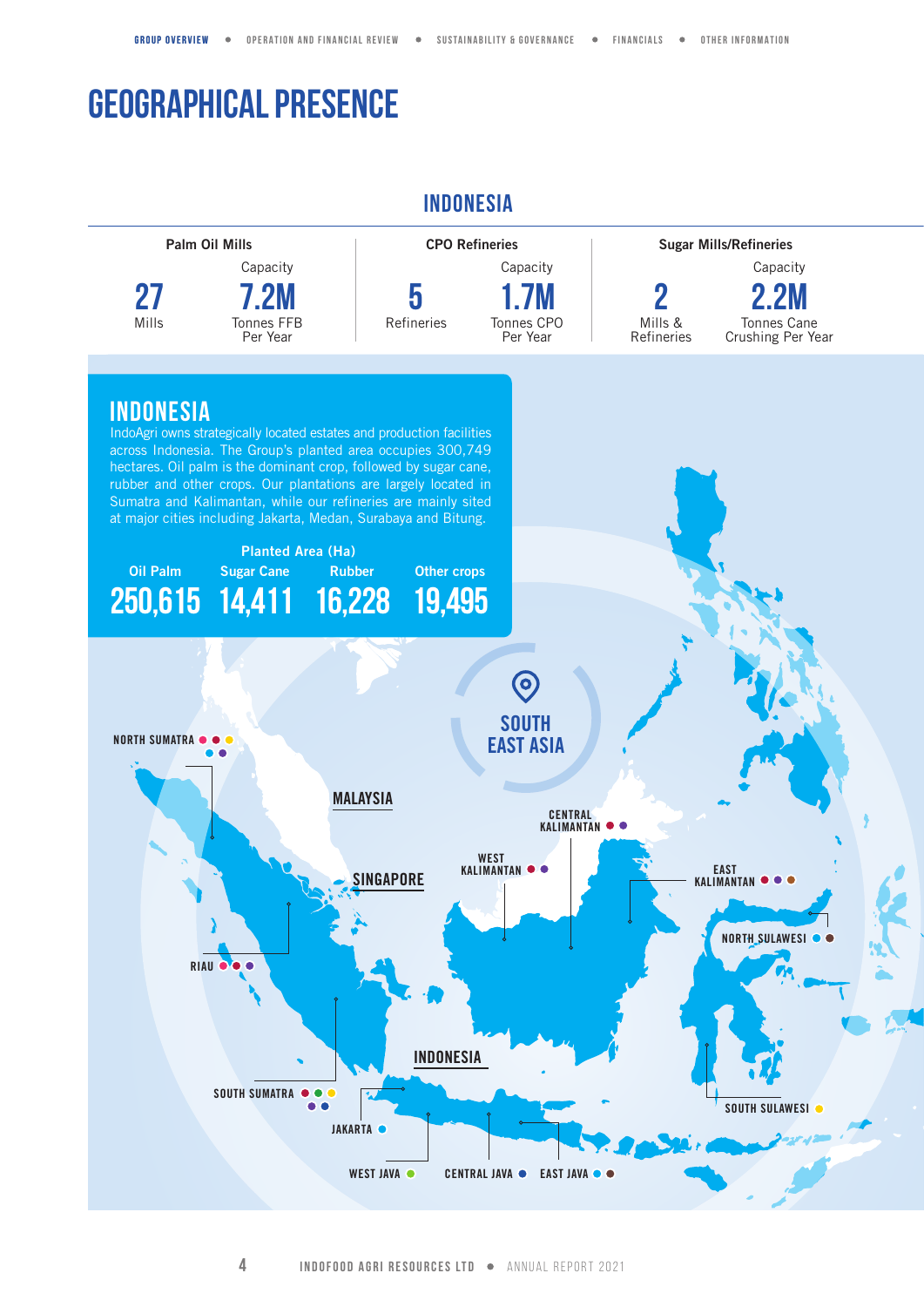# GEOGRAPHICAL PRESENCE

## INDONESIA

| Palm Oil Mills | | CPO Refineries | | Sugar Mills/Refineries | |
|---|---|---|---|---|---|
| | Capacity | | Capacity | | Capacity |
| **27** Mills | **7.2M** Tonnes FFB Per Year | **5** Refineries | **1.7M** Tonnes CPO Per Year | **2** Mills & Refineries | **2.2M** Tonnes Cane Crushing Per Year |

### INDONESIA

IndoAgri owns strategically located estates and production facilities across Indonesia. The Group's planted area occupies 300,749 hectares. Oil palm is the dominant crop, followed by sugar cane, rubber and other crops. Our plantations are largely located in Sumatra and Kalimantan, while our refineries are mainly sited at major cities including Jakarta, Medan, Surabaya and Bitung.

| Planted Area (Ha) | | | |
|---|---|---|---|
| Oil Palm | Sugar Cane | Rubber | Other crops |
| 250,615 | 14,411 | 16,228 | 19,495 |

SOUTH EAST ASIA

MALAYSIA

SINGAPORE

INDONESIA

NORTH SUMATRA

RIAU

SOUTH SUMATRA

JAKARTA

WEST JAVA

CENTRAL JAVA

EAST JAVA

WEST KALIMANTAN

CENTRAL KALIMANTAN

EAST KALIMANTAN

NORTH SULAWESI

SOUTH SULAWESI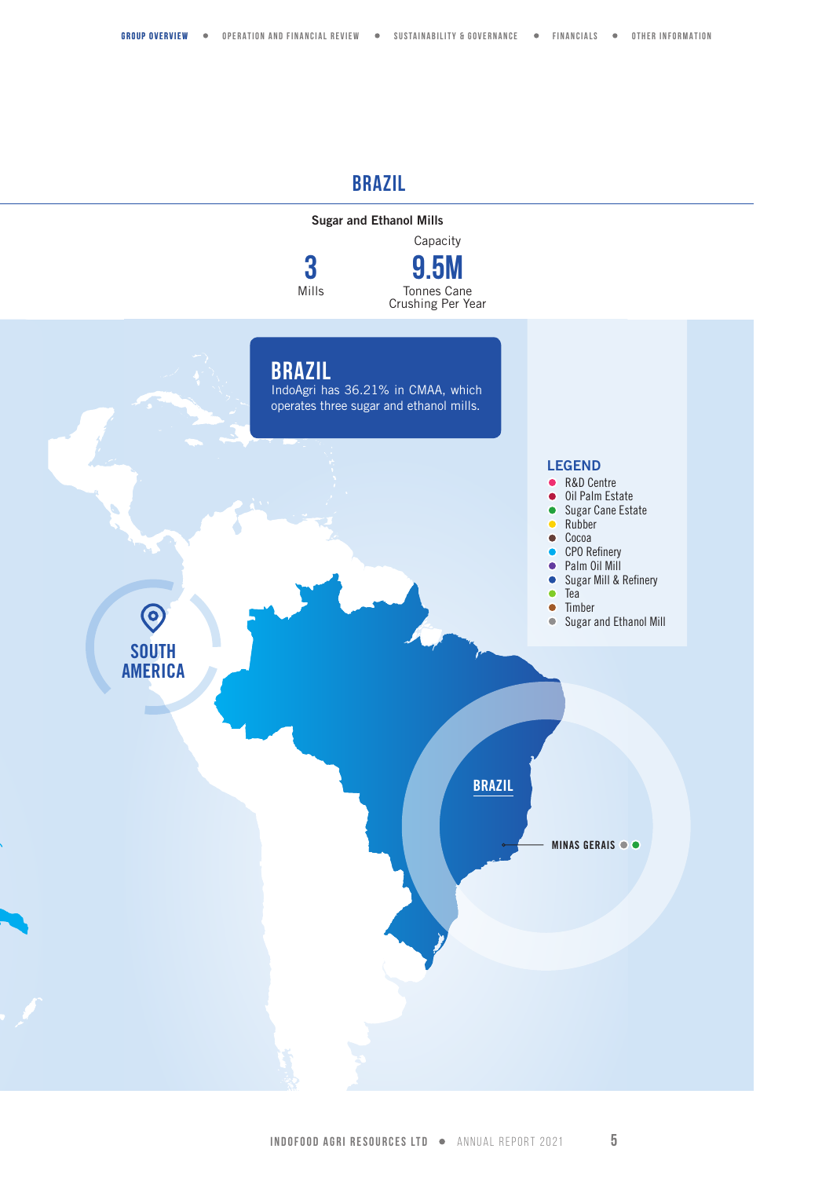# BRAZIL

**Sugar and Ethanol Mills**

**3**
Mills

Capacity
**9.5M**
Tonnes Cane Crushing Per Year

## BRAZIL

IndoAgri has 36.21% in CMAA, which operates three sugar and ethanol mills.

**LEGEND**

- R&D Centre
- Oil Palm Estate
- Sugar Cane Estate
- Rubber
- Cocoa
- CPO Refinery
- Palm Oil Mill
- Sugar Mill & Refinery
- Tea
- Timber
- Sugar and Ethanol Mill

SOUTH AMERICA

BRAZIL

MINAS GERAIS